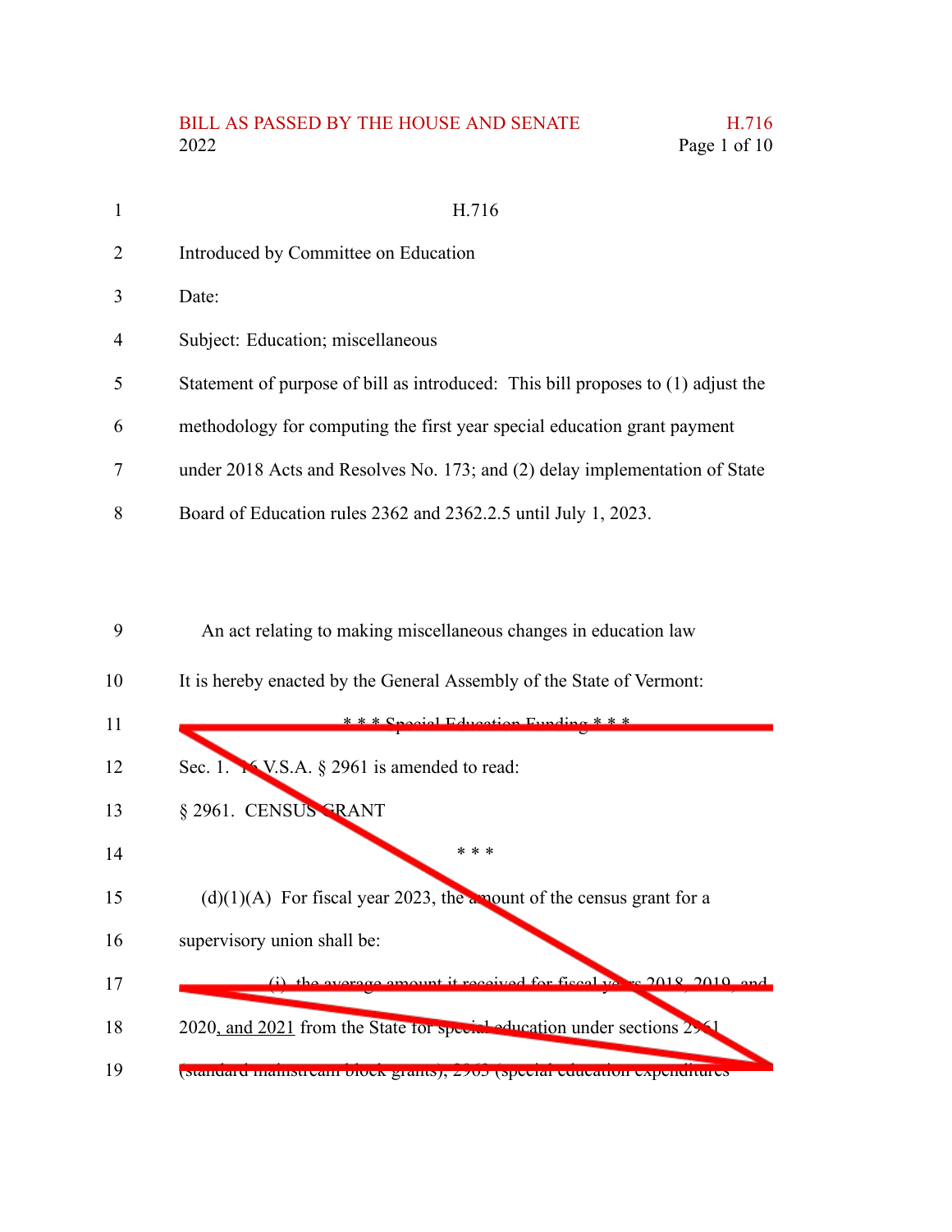BILL AS PASSED BY THE HOUSE AND SENATE H.716
2022

H.716

Introduced by Committee on Education

Date:

Subject: Education; miscellaneous

Statement of purpose of bill as introduced: This bill proposes to (1) adjust the methodology for computing the first year special education grant payment under 2018 Acts and Resolves No. 173; and (2) delay implementation of State Board of Education rules 2362 and 2362.2.5 until July 1, 2023.

An act relating to making miscellaneous changes in education law

It is hereby enacted by the General Assembly of the State of Vermont:

~~* * * Special Education Funding * * *~~

~~Sec. 1. 16 V.S.A. § 2961 is amended to read:~~

~~§ 2961. CENSUS GRANT~~

~~* * *~~

~~(d)(1)(A) For fiscal year 2023, the amount of the census grant for a supervisory union shall be:~~

~~(i) the average amount it received for fiscal years 2018, 2019, and 2020, and 2021 from the State for special education under sections 2961 (standard mainstream block grants), 2963 (special education expenditures~~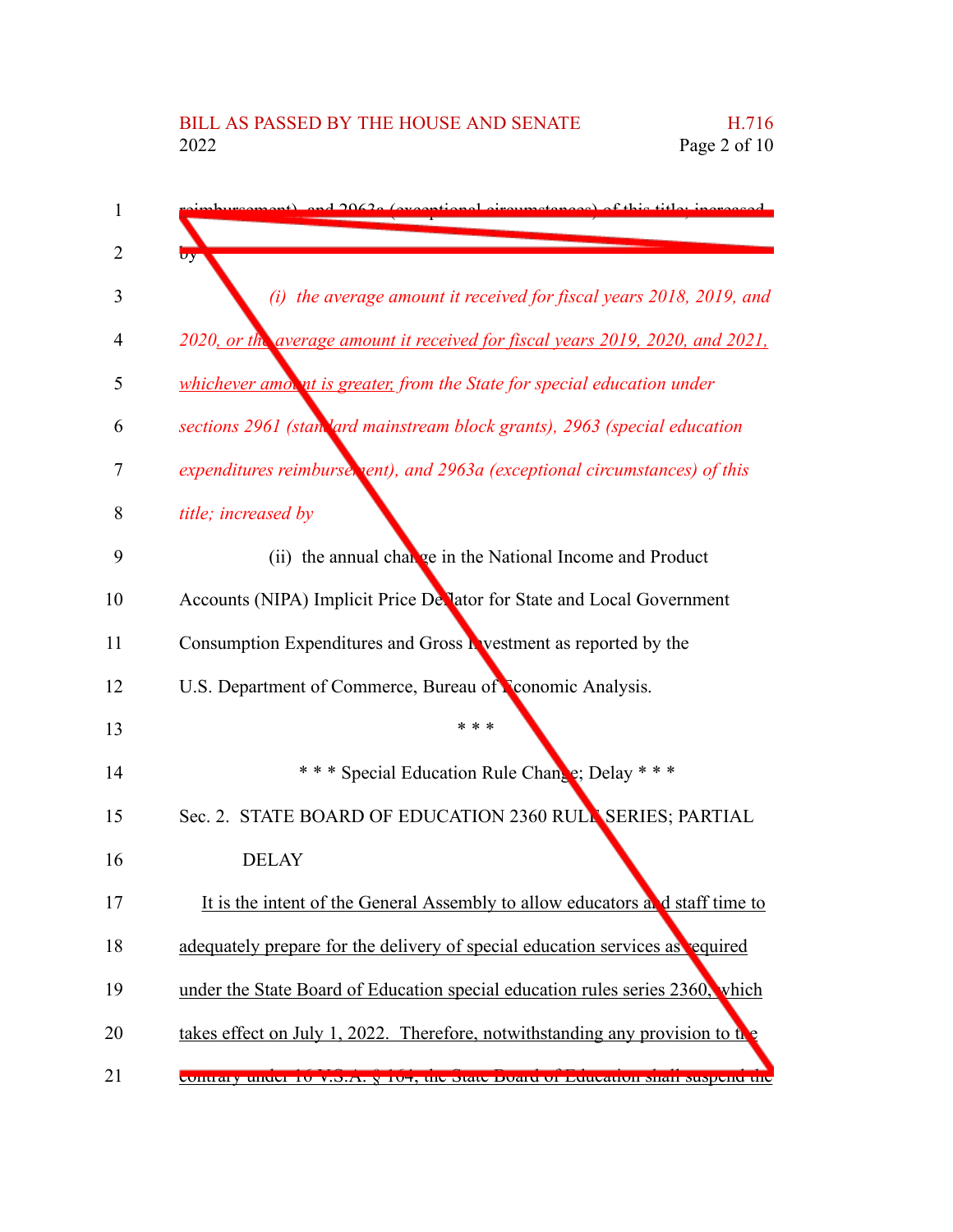reimbursement), and 2963a (exceptional circumstances) of this title; increased by

*(i) the average amount it received for fiscal years 2018, 2019, and 2020, or the average amount it received for fiscal years 2019, 2020, and 2021, whichever amount is greater, from the State for special education under sections 2961 (standard mainstream block grants), 2963 (special education expenditures reimbursement), and 2963a (exceptional circumstances) of this title; increased by*

(ii) the annual change in the National Income and Product Accounts (NIPA) Implicit Price Deflator for State and Local Government Consumption Expenditures and Gross Investment as reported by the U.S. Department of Commerce, Bureau of Economic Analysis.

\* \* \*

\* \* \* Special Education Rule Change; Delay \* \* \*

Sec. 2. STATE BOARD OF EDUCATION 2360 RULE SERIES; PARTIAL DELAY

It is the intent of the General Assembly to allow educators and staff time to adequately prepare for the delivery of special education services as required under the State Board of Education special education rules series 2360, which takes effect on July 1, 2022. Therefore, notwithstanding any provision to the contrary under 16 V.S.A. § 164, the State Board of Education shall suspend the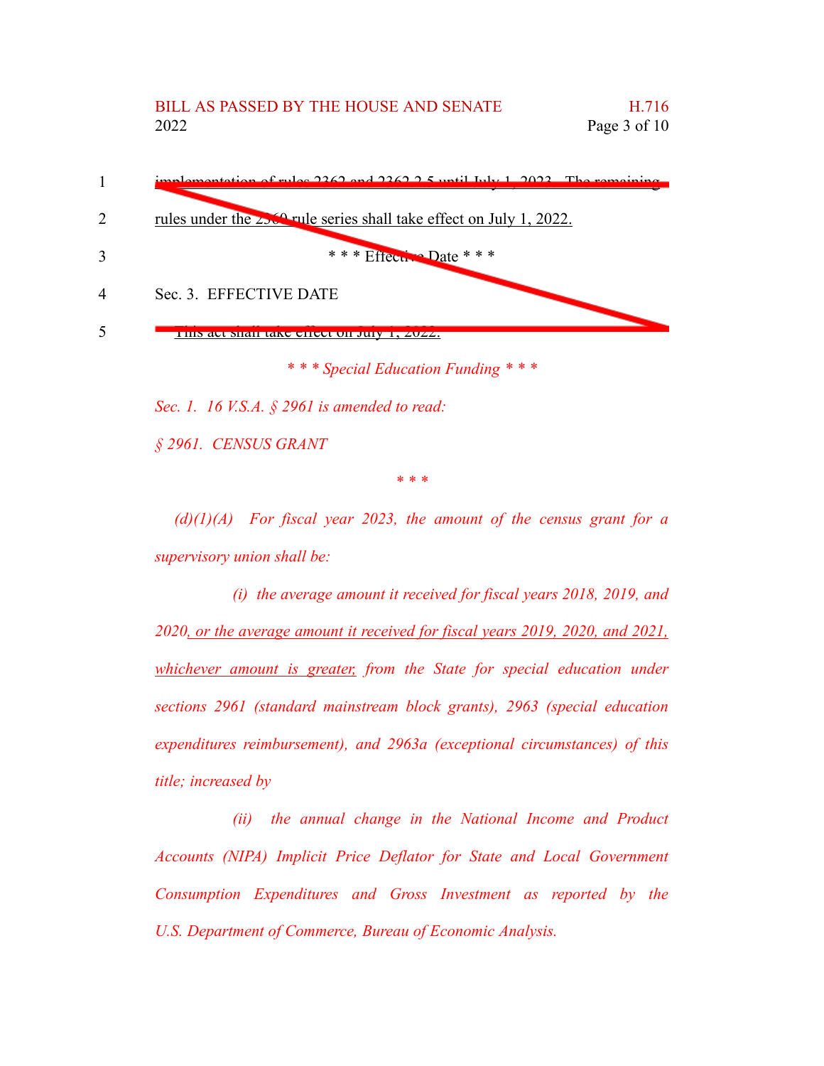1 implementation of rules 2362 and 2362.2.5 until July 1, 2023. The remaining

2 rules under the 2360 rule series shall take effect on July 1, 2022.

3 * * * Effective Date * * *

4 Sec. 3. EFFECTIVE DATE

5 This act shall take effect on July 1, 2022.

*\* \* \* Special Education Funding \* \* \**

*Sec. 1. 16 V.S.A. § 2961 is amended to read:*

*§ 2961. CENSUS GRANT*

*\* \* \**

*(d)(1)(A) For fiscal year 2023, the amount of the census grant for a supervisory union shall be:*

*(i) the average amount it received for fiscal years 2018, 2019, and 2020, <u>or the average amount it received for fiscal years 2019, 2020, and 2021, whichever amount is greater,</u> from the State for special education under sections 2961 (standard mainstream block grants), 2963 (special education expenditures reimbursement), and 2963a (exceptional circumstances) of this title; increased by*

*(ii) the annual change in the National Income and Product Accounts (NIPA) Implicit Price Deflator for State and Local Government Consumption Expenditures and Gross Investment as reported by the U.S. Department of Commerce, Bureau of Economic Analysis.*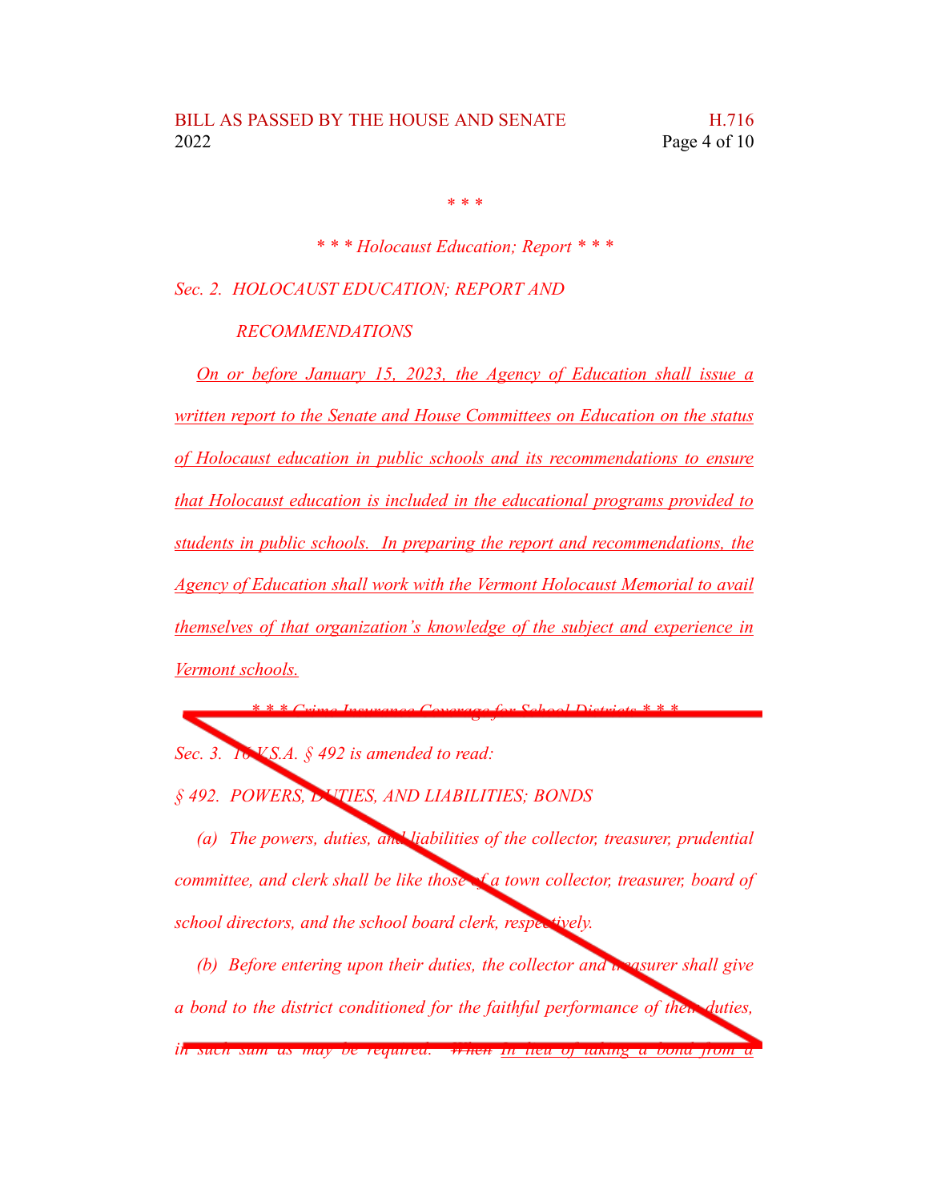\* \* \*

*\* \* \* Holocaust Education; Report \* \* \**

*Sec. 2. HOLOCAUST EDUCATION; REPORT AND RECOMMENDATIONS*

*On or before January 15, 2023, the Agency of Education shall issue a written report to the Senate and House Committees on Education on the status of Holocaust education in public schools and its recommendations to ensure that Holocaust education is included in the educational programs provided to students in public schools. In preparing the report and recommendations, the Agency of Education shall work with the Vermont Holocaust Memorial to avail themselves of that organization's knowledge of the subject and experience in Vermont schools.*

*\* \* \* Crime Insurance Coverage for School Districts \* \* \**

*Sec. 3. 16 V.S.A. § 492 is amended to read:*

*§ 492. POWERS, DUTIES, AND LIABILITIES; BONDS*

*(a) The powers, duties, and liabilities of the collector, treasurer, prudential committee, and clerk shall be like those of a town collector, treasurer, board of school directors, and the school board clerk, respectively.*

*(b) Before entering upon their duties, the collector and treasurer shall give a bond to the district conditioned for the faithful performance of their duties, in such sum as may be required. ~~When~~ In lieu of taking a bond from a*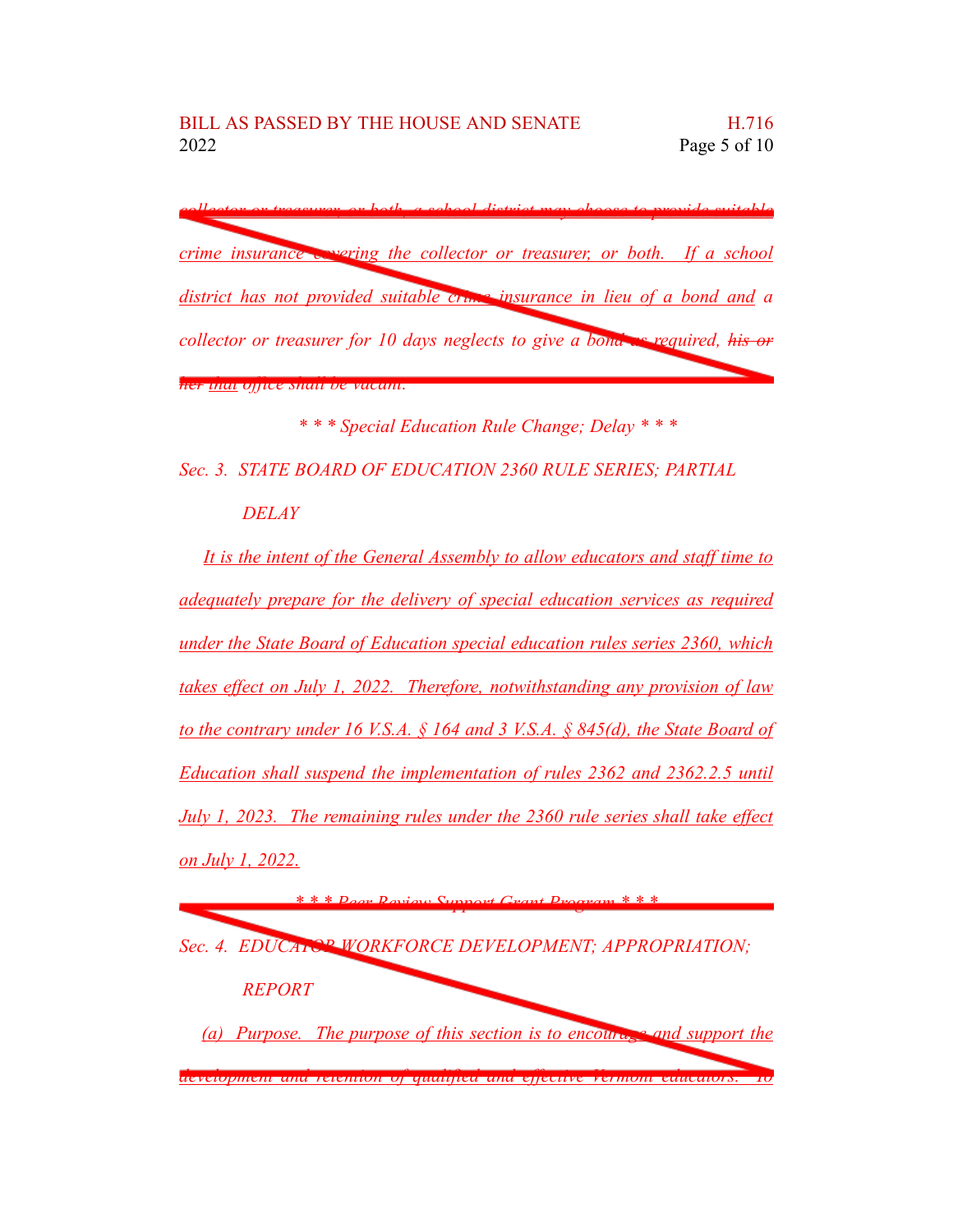*collector or treasurer, or both, a school district may choose to provide suitable crime insurance covering the collector or treasurer, or both. If a school district has not provided suitable crime insurance in lieu of a bond and a collector or treasurer for 10 days neglects to give a bond as required, ~~his or her~~ that office shall be vacant.*

*\* \* \* Special Education Rule Change; Delay \* \* \**

*Sec. 3. STATE BOARD OF EDUCATION 2360 RULE SERIES; PARTIAL DELAY*

*It is the intent of the General Assembly to allow educators and staff time to adequately prepare for the delivery of special education services as required under the State Board of Education special education rules series 2360, which takes effect on July 1, 2022. Therefore, notwithstanding any provision of law to the contrary under 16 V.S.A. § 164 and 3 V.S.A. § 845(d), the State Board of Education shall suspend the implementation of rules 2362 and 2362.2.5 until July 1, 2023. The remaining rules under the 2360 rule series shall take effect on July 1, 2022.*

*\* \* \* Peer Review Support Grant Program \* \* \**

*Sec. 4. EDUCATOR WORKFORCE DEVELOPMENT; APPROPRIATION; REPORT*

*(a) Purpose. The purpose of this section is to encourage and support the development and retention of qualified and effective Vermont educators. To*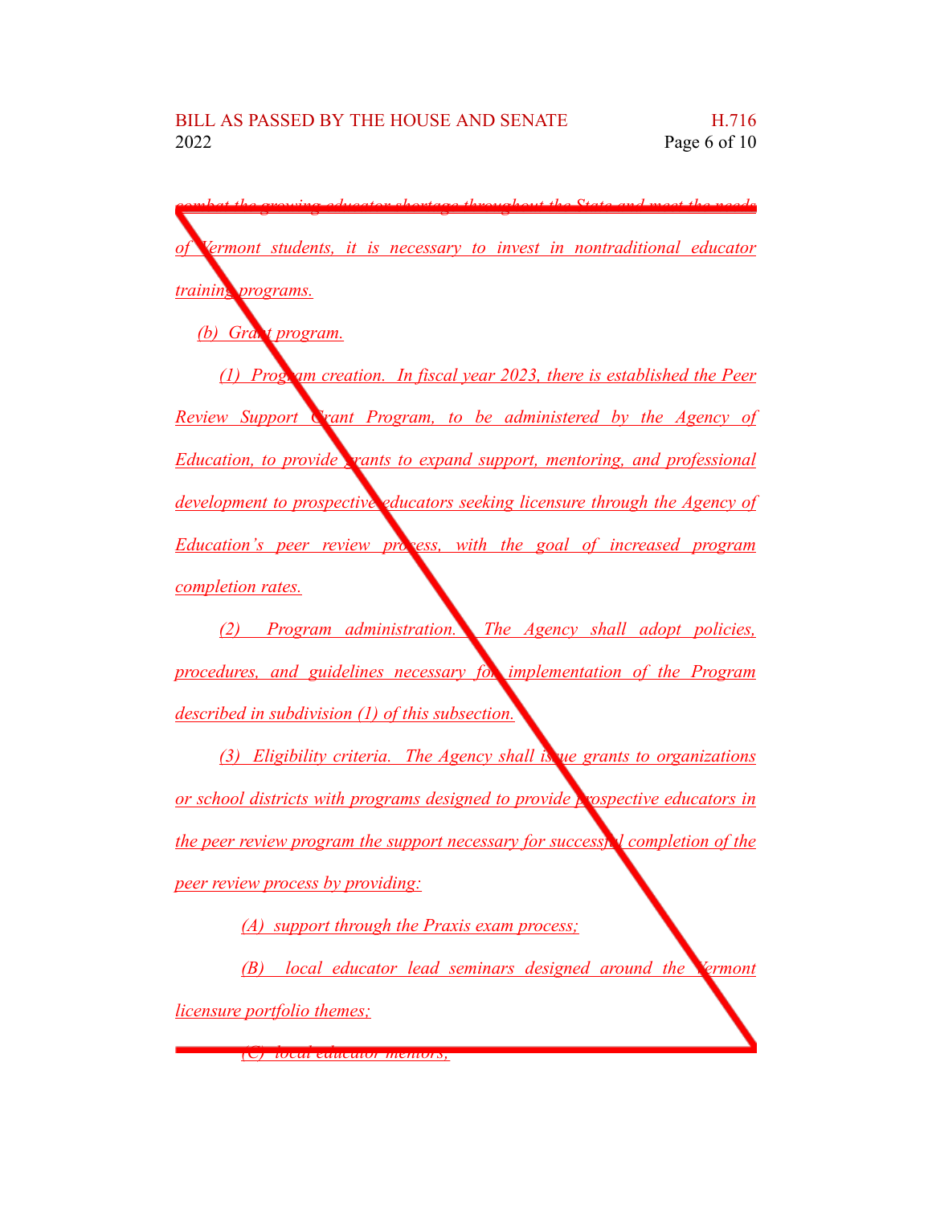combat the growing educator shortage throughout the State and meet the needs of Vermont students, it is necessary to invest in nontraditional educator training programs.

(b) Grant program.

(1) Program creation. In fiscal year 2023, there is established the Peer Review Support Grant Program, to be administered by the Agency of Education, to provide grants to expand support, mentoring, and professional development to prospective educators seeking licensure through the Agency of Education's peer review process, with the goal of increased program completion rates.

(2) Program administration. The Agency shall adopt policies, procedures, and guidelines necessary for implementation of the Program described in subdivision (1) of this subsection.

(3) Eligibility criteria. The Agency shall issue grants to organizations or school districts with programs designed to provide prospective educators in the peer review program the support necessary for successful completion of the peer review process by providing:

(A) support through the Praxis exam process;

(B) local educator lead seminars designed around the Vermont licensure portfolio themes;

(C) local educator mentors;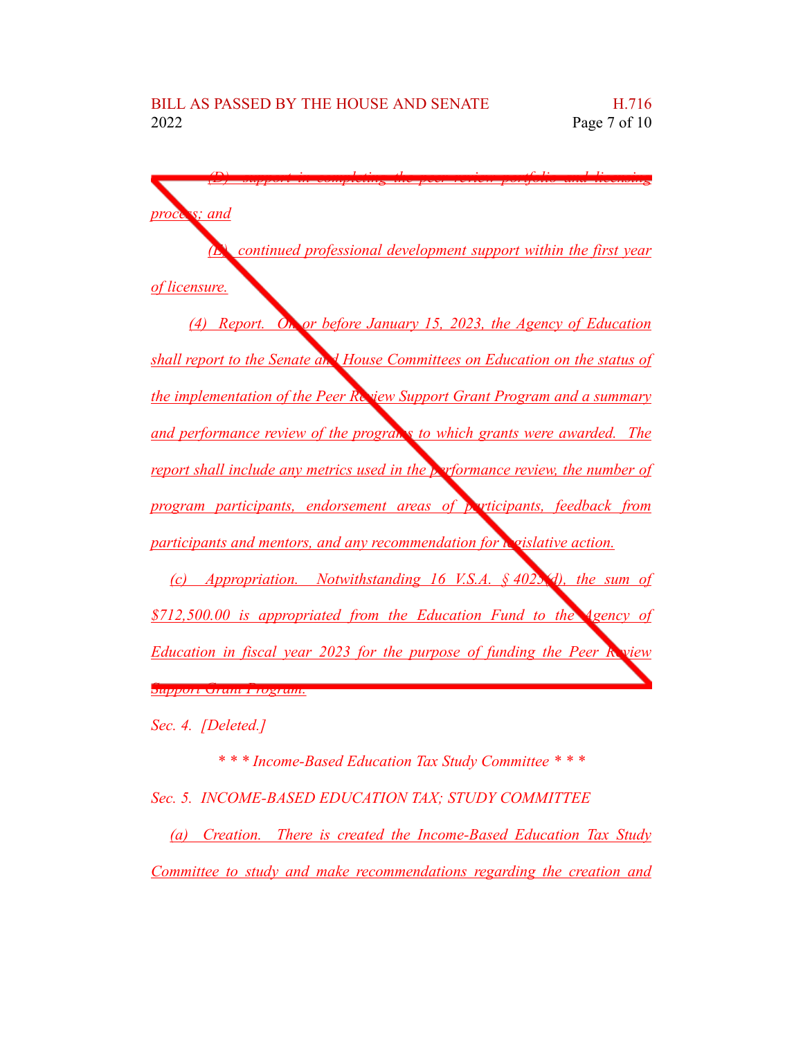*(D) support in completing the peer review portfolio and licensing process; and*

*(E) continued professional development support within the first year of licensure.*

*(4) Report. On or before January 15, 2023, the Agency of Education shall report to the Senate and House Committees on Education on the status of the implementation of the Peer Review Support Grant Program and a summary and performance review of the programs to which grants were awarded. The report shall include any metrics used in the performance review, the number of program participants, endorsement areas of participants, feedback from participants and mentors, and any recommendation for legislative action.*

*(c) Appropriation. Notwithstanding 16 V.S.A. § 4025(d), the sum of $712,500.00 is appropriated from the Education Fund to the Agency of Education in fiscal year 2023 for the purpose of funding the Peer Review Support Grant Program.*

*Sec. 4. [Deleted.]*

*\* \* \* Income-Based Education Tax Study Committee \* \* \**

*Sec. 5. INCOME-BASED EDUCATION TAX; STUDY COMMITTEE*

*(a) Creation. There is created the Income-Based Education Tax Study Committee to study and make recommendations regarding the creation and*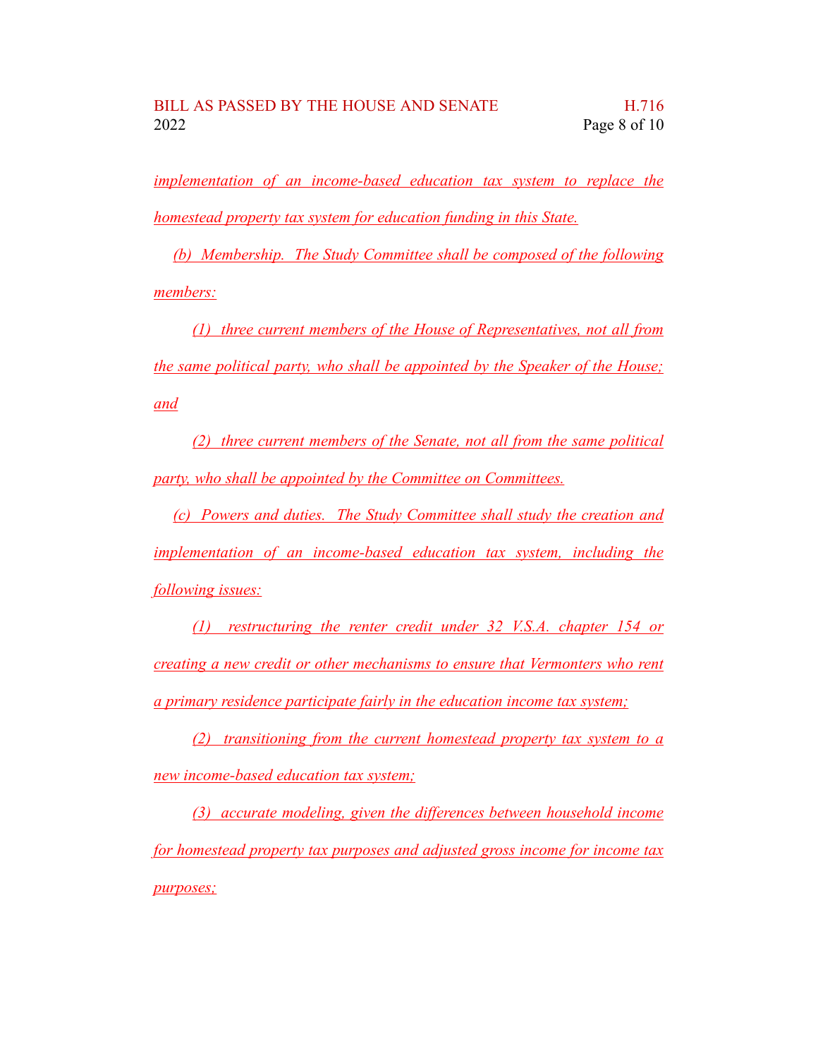implementation of an income-based education tax system to replace the homestead property tax system for education funding in this State.

(b) Membership. The Study Committee shall be composed of the following members:

(1) three current members of the House of Representatives, not all from the same political party, who shall be appointed by the Speaker of the House; and

(2) three current members of the Senate, not all from the same political party, who shall be appointed by the Committee on Committees.

(c) Powers and duties. The Study Committee shall study the creation and implementation of an income-based education tax system, including the following issues:

(1) restructuring the renter credit under 32 V.S.A. chapter 154 or creating a new credit or other mechanisms to ensure that Vermonters who rent a primary residence participate fairly in the education income tax system;

(2) transitioning from the current homestead property tax system to a new income-based education tax system;

(3) accurate modeling, given the differences between household income for homestead property tax purposes and adjusted gross income for income tax purposes;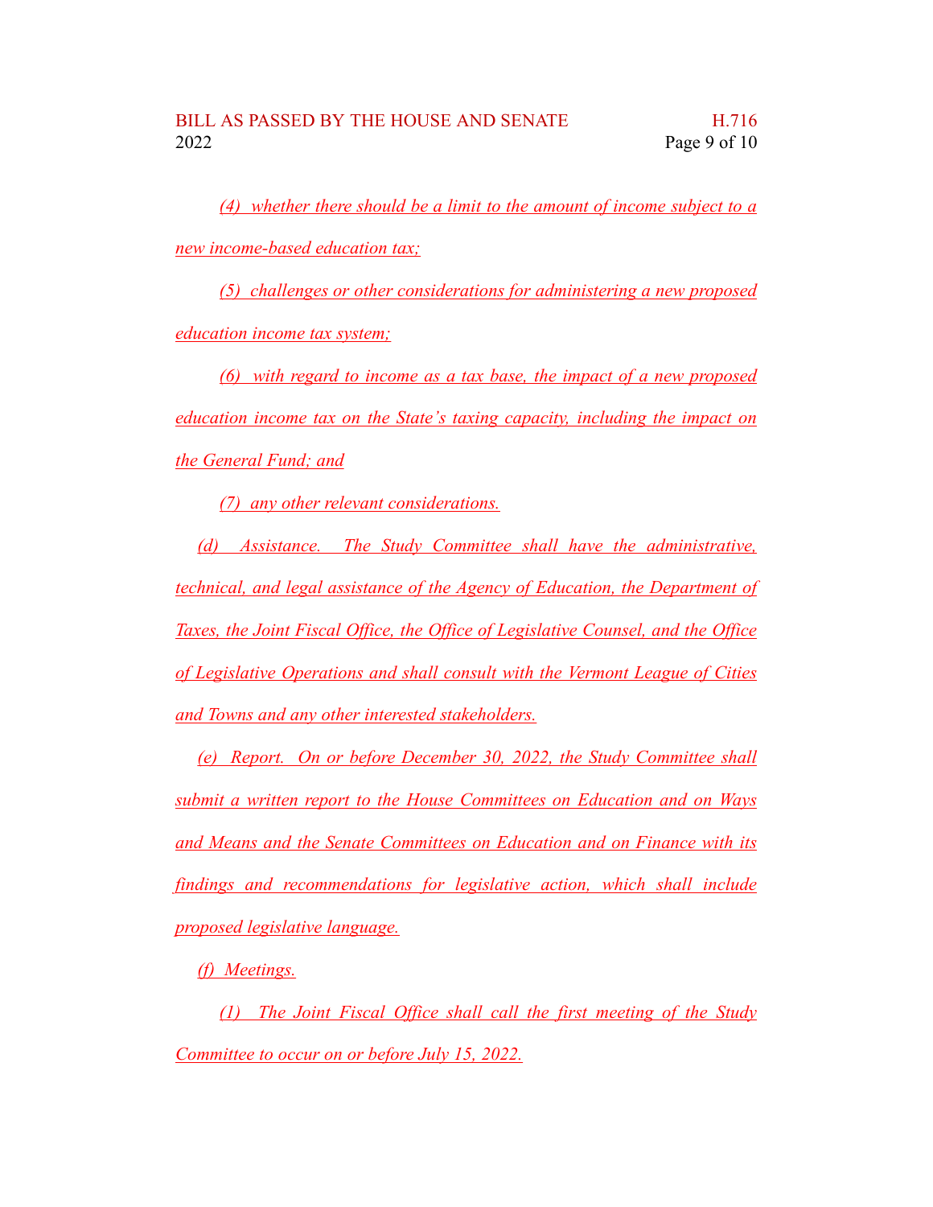*(4) whether there should be a limit to the amount of income subject to a new income-based education tax;*

*(5) challenges or other considerations for administering a new proposed education income tax system;*

*(6) with regard to income as a tax base, the impact of a new proposed education income tax on the State's taxing capacity, including the impact on the General Fund; and*

*(7) any other relevant considerations.*

*(d) Assistance. The Study Committee shall have the administrative, technical, and legal assistance of the Agency of Education, the Department of Taxes, the Joint Fiscal Office, the Office of Legislative Counsel, and the Office of Legislative Operations and shall consult with the Vermont League of Cities and Towns and any other interested stakeholders.*

*(e) Report. On or before December 30, 2022, the Study Committee shall submit a written report to the House Committees on Education and on Ways and Means and the Senate Committees on Education and on Finance with its findings and recommendations for legislative action, which shall include proposed legislative language.*

*(f) Meetings.*

*(1) The Joint Fiscal Office shall call the first meeting of the Study Committee to occur on or before July 15, 2022.*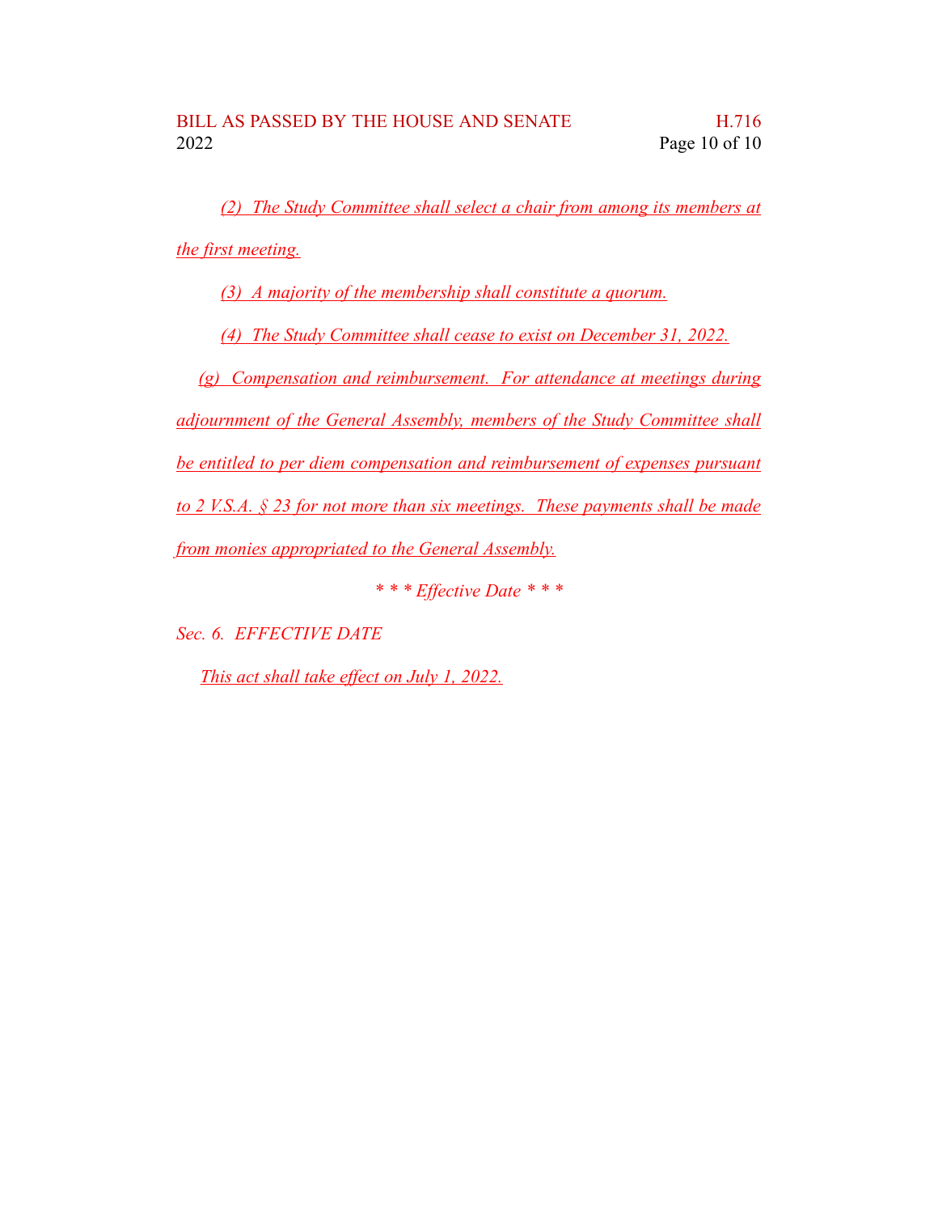*(2) The Study Committee shall select a chair from among its members at the first meeting.*

*(3) A majority of the membership shall constitute a quorum.*

*(4) The Study Committee shall cease to exist on December 31, 2022.*

*(g) Compensation and reimbursement. For attendance at meetings during adjournment of the General Assembly, members of the Study Committee shall be entitled to per diem compensation and reimbursement of expenses pursuant to 2 V.S.A. § 23 for not more than six meetings. These payments shall be made from monies appropriated to the General Assembly.*

*\* \* \* Effective Date \* \* \**

*Sec. 6. EFFECTIVE DATE*

*This act shall take effect on July 1, 2022.*